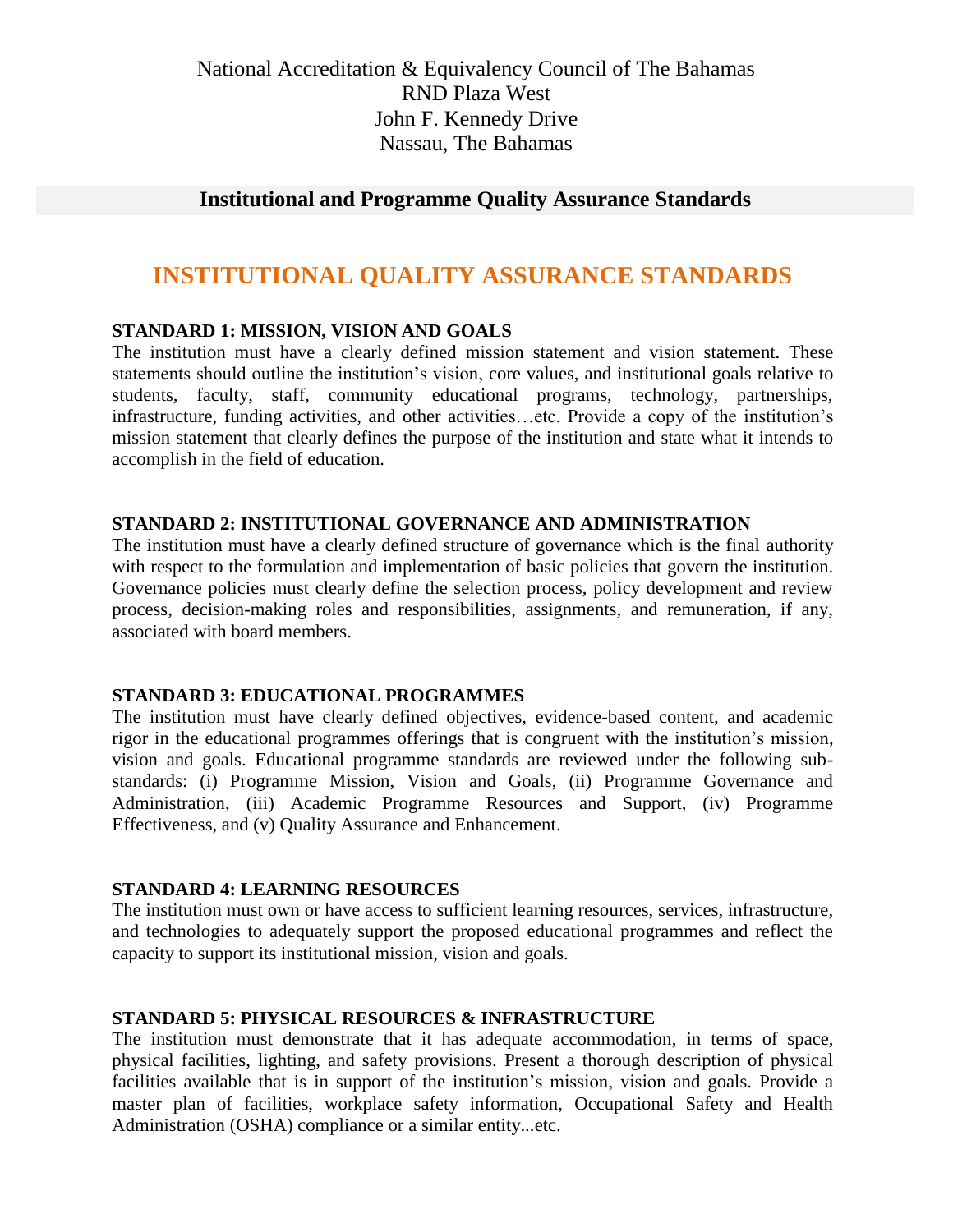National Accreditation & Equivalency Council of The Bahamas
RND Plaza West
John F. Kennedy Drive
Nassau, The Bahamas

**Institutional and Programme Quality Assurance Standards**

# INSTITUTIONAL QUALITY ASSURANCE STANDARDS

**STANDARD 1: MISSION, VISION AND GOALS**

The institution must have a clearly defined mission statement and vision statement. These statements should outline the institution's vision, core values, and institutional goals relative to students, faculty, staff, community educational programs, technology, partnerships, infrastructure, funding activities, and other activities…etc. Provide a copy of the institution's mission statement that clearly defines the purpose of the institution and state what it intends to accomplish in the field of education.

**STANDARD 2: INSTITUTIONAL GOVERNANCE AND ADMINISTRATION**

The institution must have a clearly defined structure of governance which is the final authority with respect to the formulation and implementation of basic policies that govern the institution. Governance policies must clearly define the selection process, policy development and review process, decision-making roles and responsibilities, assignments, and remuneration, if any, associated with board members.

**STANDARD 3: EDUCATIONAL PROGRAMMES**

The institution must have clearly defined objectives, evidence-based content, and academic rigor in the educational programmes offerings that is congruent with the institution's mission, vision and goals. Educational programme standards are reviewed under the following sub-standards: (i) Programme Mission, Vision and Goals, (ii) Programme Governance and Administration, (iii) Academic Programme Resources and Support, (iv) Programme Effectiveness, and (v) Quality Assurance and Enhancement.

**STANDARD 4: LEARNING RESOURCES**

The institution must own or have access to sufficient learning resources, services, infrastructure, and technologies to adequately support the proposed educational programmes and reflect the capacity to support its institutional mission, vision and goals.

**STANDARD 5: PHYSICAL RESOURCES & INFRASTRUCTURE**

The institution must demonstrate that it has adequate accommodation, in terms of space, physical facilities, lighting, and safety provisions. Present a thorough description of physical facilities available that is in support of the institution's mission, vision and goals. Provide a master plan of facilities, workplace safety information, Occupational Safety and Health Administration (OSHA) compliance or a similar entity...etc.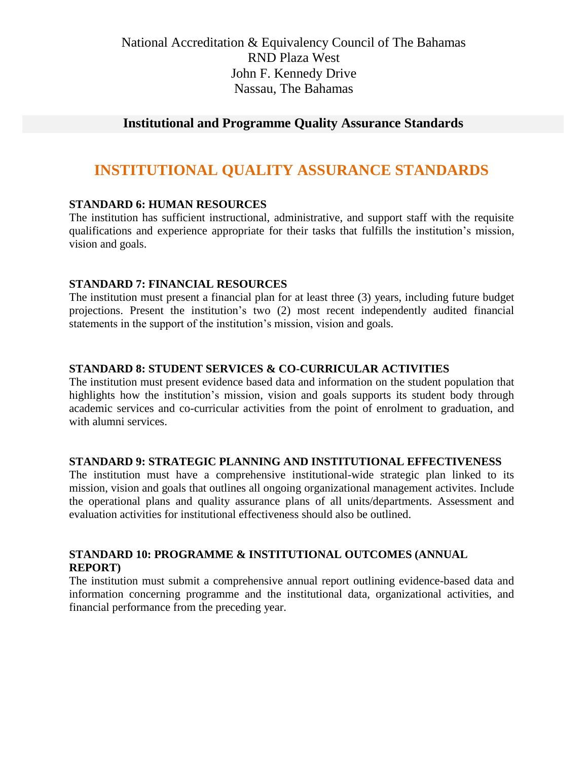National Accreditation & Equivalency Council of The Bahamas
RND Plaza West
John F. Kennedy Drive
Nassau, The Bahamas

**Institutional and Programme Quality Assurance Standards**

# INSTITUTIONAL QUALITY ASSURANCE STANDARDS

**STANDARD 6: HUMAN RESOURCES**

The institution has sufficient instructional, administrative, and support staff with the requisite qualifications and experience appropriate for their tasks that fulfills the institution's mission, vision and goals.

**STANDARD 7: FINANCIAL RESOURCES**

The institution must present a financial plan for at least three (3) years, including future budget projections. Present the institution's two (2) most recent independently audited financial statements in the support of the institution's mission, vision and goals.

**STANDARD 8: STUDENT SERVICES & CO-CURRICULAR ACTIVITIES**

The institution must present evidence based data and information on the student population that highlights how the institution's mission, vision and goals supports its student body through academic services and co-curricular activities from the point of enrolment to graduation, and with alumni services.

**STANDARD 9: STRATEGIC PLANNING AND INSTITUTIONAL EFFECTIVENESS**

The institution must have a comprehensive institutional-wide strategic plan linked to its mission, vision and goals that outlines all ongoing organizational management activites. Include the operational plans and quality assurance plans of all units/departments. Assessment and evaluation activities for institutional effectiveness should also be outlined.

**STANDARD 10: PROGRAMME & INSTITUTIONAL OUTCOMES (ANNUAL REPORT)**

The institution must submit a comprehensive annual report outlining evidence-based data and information concerning programme and the institutional data, organizational activities, and financial performance from the preceding year.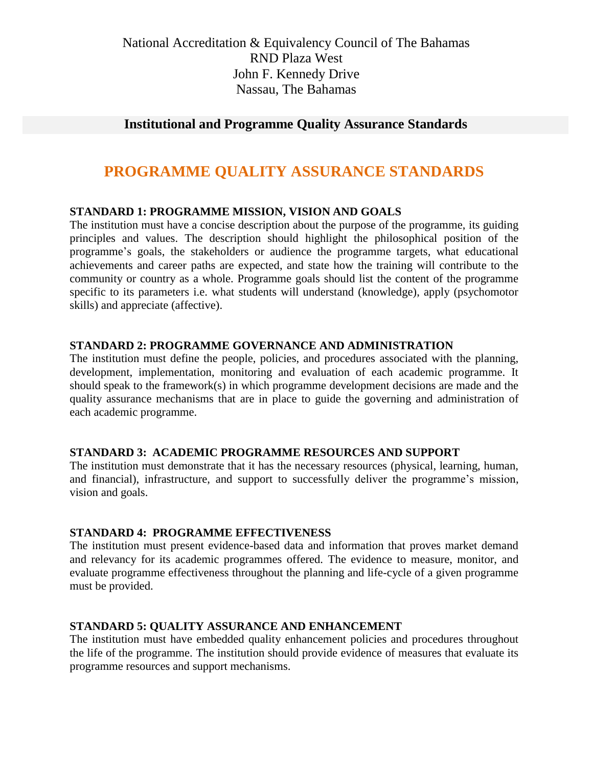National Accreditation & Equivalency Council of The Bahamas
RND Plaza West
John F. Kennedy Drive
Nassau, The Bahamas

**Institutional and Programme Quality Assurance Standards**

# PROGRAMME QUALITY ASSURANCE STANDARDS

### STANDARD 1: PROGRAMME MISSION, VISION AND GOALS

The institution must have a concise description about the purpose of the programme, its guiding principles and values. The description should highlight the philosophical position of the programme's goals, the stakeholders or audience the programme targets, what educational achievements and career paths are expected, and state how the training will contribute to the community or country as a whole. Programme goals should list the content of the programme specific to its parameters i.e. what students will understand (knowledge), apply (psychomotor skills) and appreciate (affective).

### STANDARD 2: PROGRAMME GOVERNANCE AND ADMINISTRATION

The institution must define the people, policies, and procedures associated with the planning, development, implementation, monitoring and evaluation of each academic programme. It should speak to the framework(s) in which programme development decisions are made and the quality assurance mechanisms that are in place to guide the governing and administration of each academic programme.

### STANDARD 3: ACADEMIC PROGRAMME RESOURCES AND SUPPORT

The institution must demonstrate that it has the necessary resources (physical, learning, human, and financial), infrastructure, and support to successfully deliver the programme's mission, vision and goals.

### STANDARD 4: PROGRAMME EFFECTIVENESS

The institution must present evidence-based data and information that proves market demand and relevancy for its academic programmes offered. The evidence to measure, monitor, and evaluate programme effectiveness throughout the planning and life-cycle of a given programme must be provided.

### STANDARD 5: QUALITY ASSURANCE AND ENHANCEMENT

The institution must have embedded quality enhancement policies and procedures throughout the life of the programme. The institution should provide evidence of measures that evaluate its programme resources and support mechanisms.